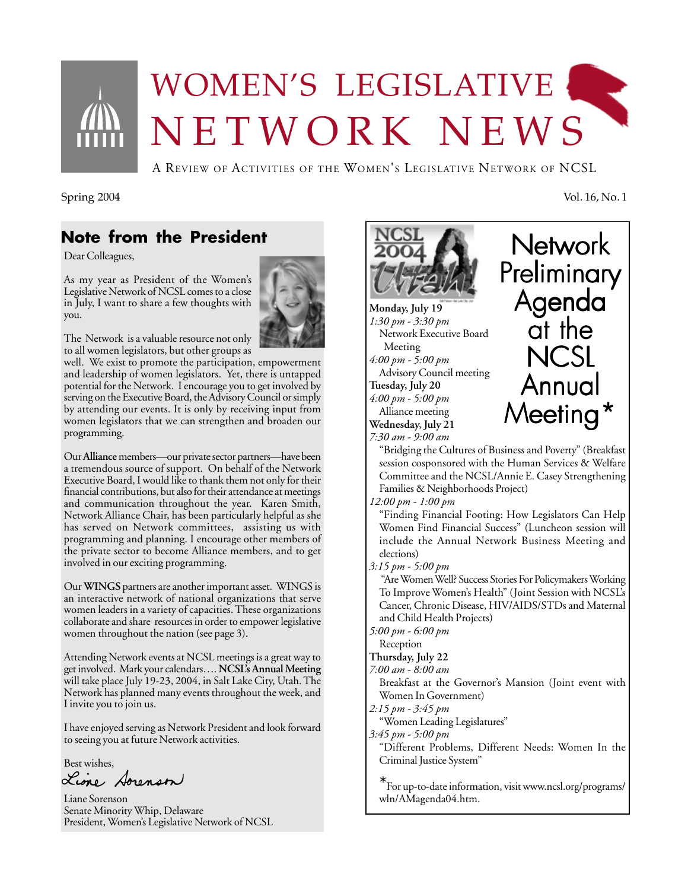# WOMEN'S LEGISLATIVE NETWORK NEWS

A REVIEW OF ACTIVITIES OF THE WOMEN'S LEGISLATIVE NETWORK OF NCSL

Spring 2004

Vol. 16, No. 1

## Note from the President

Dear Colleagues,

As my year as President of the Women's Legislative Network of NCSL comes to a close in July, I want to share a few thoughts with you.

The Network is a valuable resource not only to all women legislators, but other groups as well. We exist to promote the participation, empowerment and leadership of women legislators. Yet, there is untapped potential for the Network. I encourage you to get involved by serving on the Executive Board, the Advisory Council or simply by attending our events. It is only by receiving input from women legislators that we can strengthen and broaden our programming.

Our **Alliance** members—our private sector partners—have been a tremendous source of support. On behalf of the Network Executive Board, I would like to thank them not only for their financial contributions, but also for their attendance at meetings and communication throughout the year. Karen Smith, Network Alliance Chair, has been particularly helpful as she has served on Network committees, assisting us with programming and planning. I encourage other members of the private sector to become Alliance members, and to get involved in our exciting programming.

Our **WINGS** partners are another important asset. WINGS is an interactive network of national organizations that serve women leaders in a variety of capacities. These organizations collaborate and share resources in order to empower legislative women throughout the nation (see page 3).

Attending Network events at NCSL meetings is a great way to get involved. Mark your calendars…. **NCSL's Annual Meeting** will take place July 19-23, 2004, in Salt Lake City, Utah. The Network has planned many events throughout the week, and I invite you to join us.

I have enjoyed serving as Network President and look forward to seeing you at future Network activities.

Best wishes,

Liane Sorenson

Liane Sorenson
Senate Minority Whip, Delaware
President, Women's Legislative Network of NCSL

## Network Preliminary Agenda at the NCSL Annual Meeting*

NCSL 2004 Utah!

**Monday, July 19**

*1:30 pm - 3:30 pm*
Network Executive Board Meeting

*4:00 pm - 5:00 pm*
Advisory Council meeting

**Tuesday, July 20**

*4:00 pm - 5:00 pm*
Alliance meeting

**Wednesday, July 21**

*7:30 am - 9:00 am*
"Bridging the Cultures of Business and Poverty" (Breakfast session cosponsored with the Human Services & Welfare Committee and the NCSL/Annie E. Casey Strengthening Families & Neighborhoods Project)

*12:00 pm - 1:00 pm*
"Finding Financial Footing: How Legislators Can Help Women Find Financial Success" (Luncheon session will include the Annual Network Business Meeting and elections)

*3:15 pm - 5:00 pm*
"Are Women Well? Success Stories For Policymakers Working To Improve Women's Health" (Joint Session with NCSL's Cancer, Chronic Disease, HIV/AIDS/STDs and Maternal and Child Health Projects)

*5:00 pm - 6:00 pm*
Reception

**Thursday, July 22**

*7:00 am - 8:00 am*
Breakfast at the Governor's Mansion (Joint event with Women In Government)

*2:15 pm - 3:45 pm*
"Women Leading Legislatures"

*3:45 pm - 5:00 pm*
"Different Problems, Different Needs: Women In the Criminal Justice System"

*For up-to-date information, visit www.ncsl.org/programs/wln/AMagenda04.htm.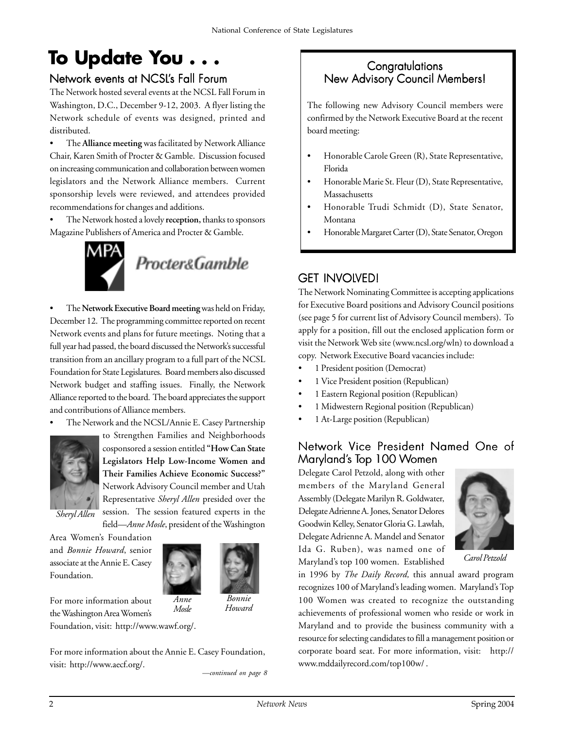# To Update You . . .

## Network events at NCSL's Fall Forum

The Network hosted several events at the NCSL Fall Forum in Washington, D.C., December 9-12, 2003. A flyer listing the Network schedule of events was designed, printed and distributed.

- The **Alliance meeting** was facilitated by Network Alliance Chair, Karen Smith of Procter & Gamble. Discussion focused on increasing communication and collaboration between women legislators and the Network Alliance members. Current sponsorship levels were reviewed, and attendees provided recommendations for changes and additions.
- The Network hosted a lovely **reception,** thanks to sponsors Magazine Publishers of America and Procter & Gamble.
- The **Network Executive Board meeting** was held on Friday, December 12. The programming committee reported on recent Network events and plans for future meetings. Noting that a full year had passed, the board discussed the Network's successful transition from an ancillary program to a full part of the NCSL Foundation for State Legislatures. Board members also discussed Network budget and staffing issues. Finally, the Network Alliance reported to the board. The board appreciates the support and contributions of Alliance members.
- The Network and the NCSL/Annie E. Casey Partnership to Strengthen Families and Neighborhoods cosponsored a session entitled **"How Can State Legislators Help Low-Income Women and Their Families Achieve Economic Success?"** Network Advisory Council member and Utah Representative *Sheryl Allen* presided over the session. The session featured experts in the field—*Anne Mosle*, president of the Washington Area Women's Foundation and *Bonnie Howard*, senior associate at the Annie E. Casey Foundation.

*Sheryl Allen*

*Anne Mosle*

*Bonnie Howard*

For more information about the Washington Area Women's Foundation, visit: http://www.wawf.org/.

For more information about the Annie E. Casey Foundation, visit: http://www.aecf.org/.

*—continued on page 8*

## Congratulations New Advisory Council Members!

The following new Advisory Council members were confirmed by the Network Executive Board at the recent board meeting:

- Honorable Carole Green (R), State Representative, Florida
- Honorable Marie St. Fleur (D), State Representative, Massachusetts
- Honorable Trudi Schmidt (D), State Senator, Montana
- Honorable Margaret Carter (D), State Senator, Oregon

## GET INVOLVED!

The Network Nominating Committee is accepting applications for Executive Board positions and Advisory Council positions (see page 5 for current list of Advisory Council members). To apply for a position, fill out the enclosed application form or visit the Network Web site (www.ncsl.org/wln) to download a copy. Network Executive Board vacancies include:

- 1 President position (Democrat)
- 1 Vice President position (Republican)
- 1 Eastern Regional position (Republican)
- 1 Midwestern Regional position (Republican)
- 1 At-Large position (Republican)

## Network Vice President Named One of Maryland's Top 100 Women

Delegate Carol Petzold, along with other members of the Maryland General Assembly (Delegate Marilyn R. Goldwater, Delegate Adrienne A. Jones, Senator Delores Goodwin Kelley, Senator Gloria G. Lawlah, Delegate Adrienne A. Mandel and Senator Ida G. Ruben), was named one of Maryland's top 100 women. Established in 1996 by *The Daily Record,* this annual award program recognizes 100 of Maryland's leading women. Maryland's Top 100 Women was created to recognize the outstanding achievements of professional women who reside or work in Maryland and to provide the business community with a resource for selecting candidates to fill a management position or corporate board seat. For more information, visit: http://www.mddailyrecord.com/top100w/ .

*Carol Petzold*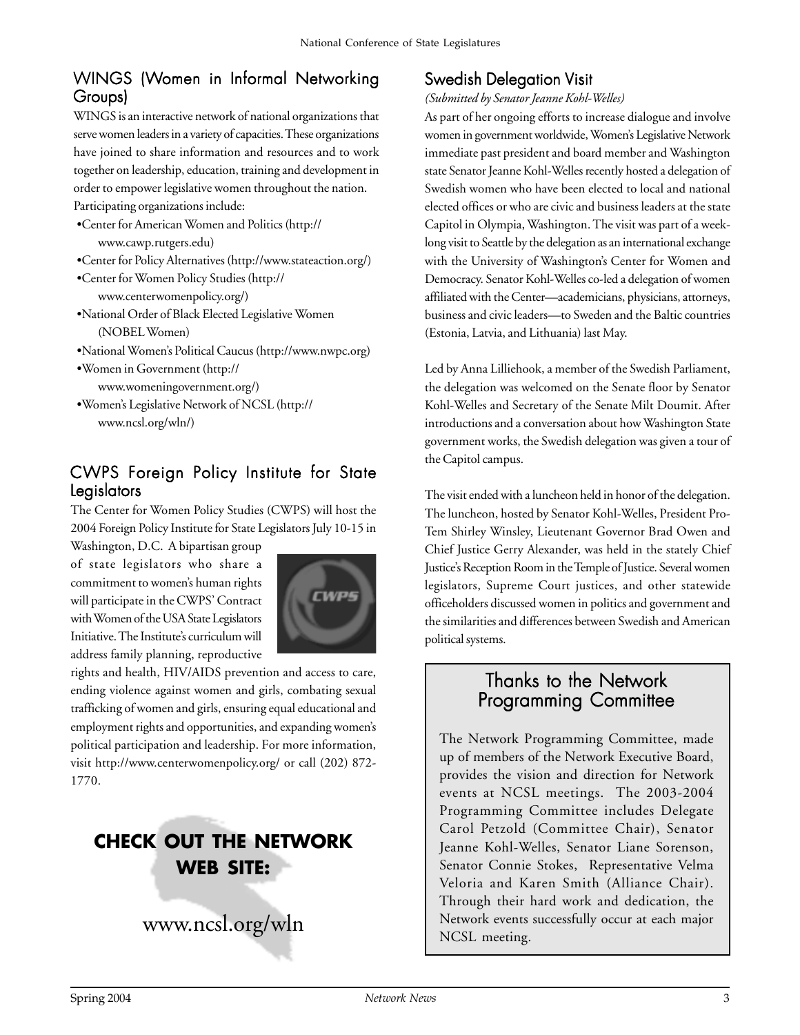## WINGS (Women in Informal Networking Groups)

WINGS is an interactive network of national organizations that serve women leaders in a variety of capacities. These organizations have joined to share information and resources and to work together on leadership, education, training and development in order to empower legislative women throughout the nation. Participating organizations include:

- Center for American Women and Politics (http://www.cawp.rutgers.edu)
- Center for Policy Alternatives (http://www.stateaction.org/)
- Center for Women Policy Studies (http://www.centerwomenpolicy.org/)
- National Order of Black Elected Legislative Women (NOBEL Women)
- National Women's Political Caucus (http://www.nwpc.org)
- Women in Government (http://www.womeningovernment.org/)
- Women's Legislative Network of NCSL (http://www.ncsl.org/wln/)

## CWPS Foreign Policy Institute for State Legislators

The Center for Women Policy Studies (CWPS) will host the 2004 Foreign Policy Institute for State Legislators July 10-15 in Washington, D.C. A bipartisan group of state legislators who share a commitment to women's human rights will participate in the CWPS' Contract with Women of the USA State Legislators Initiative. The Institute's curriculum will address family planning, reproductive rights and health, HIV/AIDS prevention and access to care, ending violence against women and girls, combating sexual trafficking of women and girls, ensuring equal educational and employment rights and opportunities, and expanding women's political participation and leadership. For more information, visit http://www.centerwomenpolicy.org/ or call (202) 872-1770.

**CHECK OUT THE NETWORK WEB SITE:**

www.ncsl.org/wln

## Swedish Delegation Visit

*(Submitted by Senator Jeanne Kohl-Welles)*

As part of her ongoing efforts to increase dialogue and involve women in government worldwide, Women's Legislative Network immediate past president and board member and Washington state Senator Jeanne Kohl-Welles recently hosted a delegation of Swedish women who have been elected to local and national elected offices or who are civic and business leaders at the state Capitol in Olympia, Washington. The visit was part of a week-long visit to Seattle by the delegation as an international exchange with the University of Washington's Center for Women and Democracy. Senator Kohl-Welles co-led a delegation of women affiliated with the Center—academicians, physicians, attorneys, business and civic leaders—to Sweden and the Baltic countries (Estonia, Latvia, and Lithuania) last May.

Led by Anna Lilliehook, a member of the Swedish Parliament, the delegation was welcomed on the Senate floor by Senator Kohl-Welles and Secretary of the Senate Milt Doumit. After introductions and a conversation about how Washington State government works, the Swedish delegation was given a tour of the Capitol campus.

The visit ended with a luncheon held in honor of the delegation. The luncheon, hosted by Senator Kohl-Welles, President Pro-Tem Shirley Winsley, Lieutenant Governor Brad Owen and Chief Justice Gerry Alexander, was held in the stately Chief Justice's Reception Room in the Temple of Justice. Several women legislators, Supreme Court justices, and other statewide officeholders discussed women in politics and government and the similarities and differences between Swedish and American political systems.

## Thanks to the Network Programming Committee

The Network Programming Committee, made up of members of the Network Executive Board, provides the vision and direction for Network events at NCSL meetings. The 2003-2004 Programming Committee includes Delegate Carol Petzold (Committee Chair), Senator Jeanne Kohl-Welles, Senator Liane Sorenson, Senator Connie Stokes, Representative Velma Veloria and Karen Smith (Alliance Chair). Through their hard work and dedication, the Network events successfully occur at each major NCSL meeting.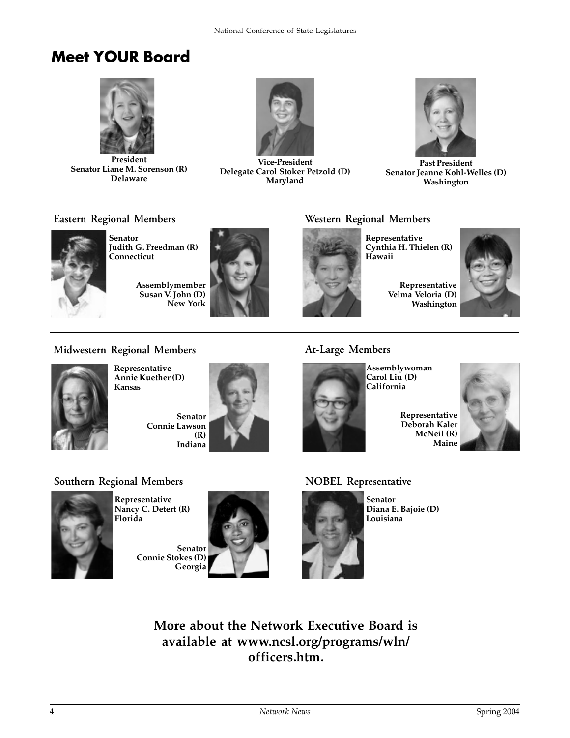# Meet YOUR Board

**President**
**Senator Liane M. Sorenson (R)**
**Delaware**

**Vice-President**
**Delegate Carol Stoker Petzold (D)**
**Maryland**

**Past President**
**Senator Jeanne Kohl-Welles (D)**
**Washington**

## Eastern Regional Members

**Senator**
**Judith G. Freedman (R)**
**Connecticut**

**Assemblymember**
**Susan V. John (D)**
**New York**

## Western Regional Members

**Representative**
**Cynthia H. Thielen (R)**
**Hawaii**

**Representative**
**Velma Veloria (D)**
**Washington**

## Midwestern Regional Members

**Representative**
**Annie Kuether (D)**
**Kansas**

**Senator**
**Connie Lawson (R)**
**Indiana**

## At-Large Members

**Assemblywoman**
**Carol Liu (D)**
**California**

**Representative**
**Deborah Kaler McNeil (R)**
**Maine**

## Southern Regional Members

**Representative**
**Nancy C. Detert (R)**
**Florida**

**Senator**
**Connie Stokes (D)**
**Georgia**

## NOBEL Representative

**Senator**
**Diana E. Bajoie (D)**
**Louisiana**

**More about the Network Executive Board is available at www.ncsl.org/programs/wln/officers.htm.**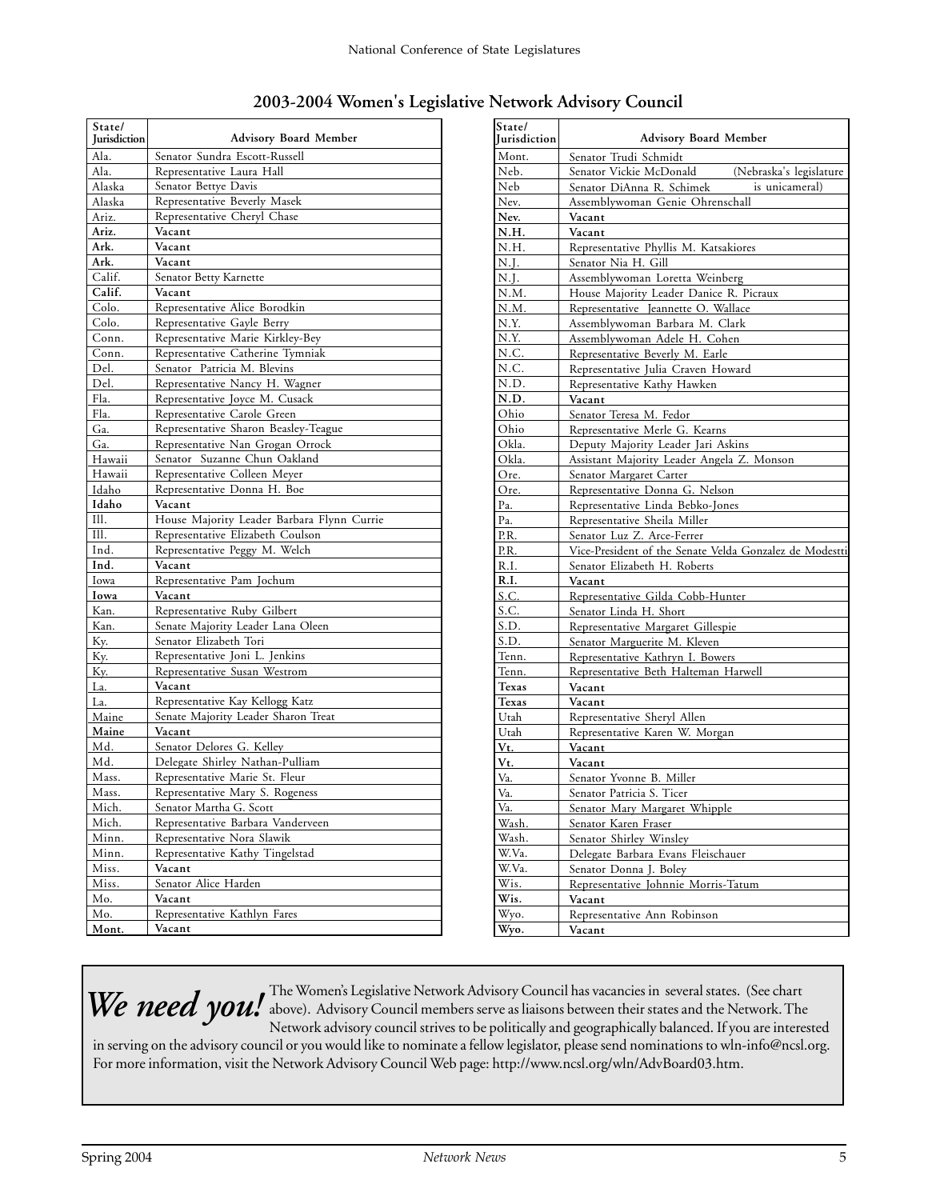## 2003-2004 Women's Legislative Network Advisory Council

| State/ Jurisdiction | Advisory Board Member |
|---|---|
| Ala. | Senator Sundra Escott-Russell |
| Ala. | Representative Laura Hall |
| Alaska | Senator Bettye Davis |
| Alaska | Representative Beverly Masek |
| Ariz. | Representative Cheryl Chase |
| **Ariz.** | **Vacant** |
| **Ark.** | **Vacant** |
| **Ark.** | **Vacant** |
| Calif. | Senator Betty Karnette |
| **Calif.** | **Vacant** |
| Colo. | Representative Alice Borodkin |
| Colo. | Representative Gayle Berry |
| Conn. | Representative Marie Kirkley-Bey |
| Conn. | Representative Catherine Tymniak |
| Del. | Senator Patricia M. Blevins |
| Del. | Representative Nancy H. Wagner |
| Fla. | Representative Joyce M. Cusack |
| Fla. | Representative Carole Green |
| Ga. | Representative Sharon Beasley-Teague |
| Ga. | Representative Nan Grogan Orrock |
| Hawaii | Senator Suzanne Chun Oakland |
| Hawaii | Representative Colleen Meyer |
| Idaho | Representative Donna H. Boe |
| **Idaho** | **Vacant** |
| Ill. | House Majority Leader Barbara Flynn Currie |
| Ill. | Representative Elizabeth Coulson |
| Ind. | Representative Peggy M. Welch |
| **Ind.** | **Vacant** |
| Iowa | Representative Pam Jochum |
| **Iowa** | **Vacant** |
| Kan. | Representative Ruby Gilbert |
| Kan. | Senate Majority Leader Lana Oleen |
| Ky. | Senator Elizabeth Tori |
| Ky. | Representative Joni L. Jenkins |
| Ky. | Representative Susan Westrom |
| La. | **Vacant** |
| La. | Representative Kay Kellogg Katz |
| Maine | Senate Majority Leader Sharon Treat |
| **Maine** | **Vacant** |
| Md. | Senator Delores G. Kelley |
| Md. | Delegate Shirley Nathan-Pulliam |
| Mass. | Representative Marie St. Fleur |
| Mass. | Representative Mary S. Rogeness |
| Mich. | Senator Martha G. Scott |
| Mich. | Representative Barbara Vanderveen |
| Minn. | Representative Nora Slawik |
| Minn. | Representative Kathy Tingelstad |
| Miss. | **Vacant** |
| Miss. | Senator Alice Harden |
| Mo. | **Vacant** |
| Mo. | Representative Kathlyn Fares |
| **Mont.** | **Vacant** |
| Mont. | Senator Trudi Schmidt |
| Neb. | Senator Vickie McDonald (Nebraska's legislature is unicameral) |
| Neb | Senator DiAnna R. Schimek |
| Nev. | Assemblywoman Genie Ohrenschall |
| **Nev.** | **Vacant** |
| **N.H.** | **Vacant** |
| N.H. | Representative Phyllis M. Katsakiores |
| N.J. | Senator Nia H. Gill |
| N.J. | Assemblywoman Loretta Weinberg |
| N.M. | House Majority Leader Danice R. Picraux |
| N.M. | Representative Jeannette O. Wallace |
| N.Y. | Assemblywoman Barbara M. Clark |
| N.Y. | Assemblywoman Adele H. Cohen |
| N.C. | Representative Beverly M. Earle |
| N.C. | Representative Julia Craven Howard |
| N.D. | Representative Kathy Hawken |
| **N.D.** | **Vacant** |
| Ohio | Senator Teresa M. Fedor |
| Ohio | Representative Merle G. Kearns |
| Okla. | Deputy Majority Leader Jari Askins |
| Okla. | Assistant Majority Leader Angela Z. Monson |
| Ore. | Senator Margaret Carter |
| Ore. | Representative Donna G. Nelson |
| Pa. | Representative Linda Bebko-Jones |
| Pa. | Representative Sheila Miller |
| P.R. | Senator Luz Z. Arce-Ferrer |
| P.R. | Vice-President of the Senate Velda Gonzalez de Modestti |
| R.I. | Senator Elizabeth H. Roberts |
| **R.I.** | **Vacant** |
| S.C. | Representative Gilda Cobb-Hunter |
| S.C. | Senator Linda H. Short |
| S.D. | Representative Margaret Gillespie |
| S.D. | Senator Marguerite M. Kleven |
| Tenn. | Representative Kathryn I. Bowers |
| Tenn. | Representative Beth Halteman Harwell |
| **Texas** | **Vacant** |
| **Texas** | **Vacant** |
| Utah | Representative Sheryl Allen |
| Utah | Representative Karen W. Morgan |
| **Vt.** | **Vacant** |
| **Vt.** | **Vacant** |
| Va. | Senator Yvonne B. Miller |
| Va. | Senator Patricia S. Ticer |
| Va. | Senator Mary Margaret Whipple |
| Wash. | Senator Karen Fraser |
| Wash. | Senator Shirley Winsley |
| W.Va. | Delegate Barbara Evans Fleischauer |
| W.Va. | Senator Donna J. Boley |
| Wis. | Representative Johnnie Morris-Tatum |
| **Wis.** | **Vacant** |
| Wyo. | Representative Ann Robinson |
| **Wyo.** | **Vacant** |

***We need you!*** The Women's Legislative Network Advisory Council has vacancies in several states. (See chart above). Advisory Council members serve as liaisons between their states and the Network. The Network advisory council strives to be politically and geographically balanced. If you are interested in serving on the advisory council or you would like to nominate a fellow legislator, please send nominations to wln-info@ncsl.org. For more information, visit the Network Advisory Council Web page: http://www.ncsl.org/wln/AdvBoard03.htm.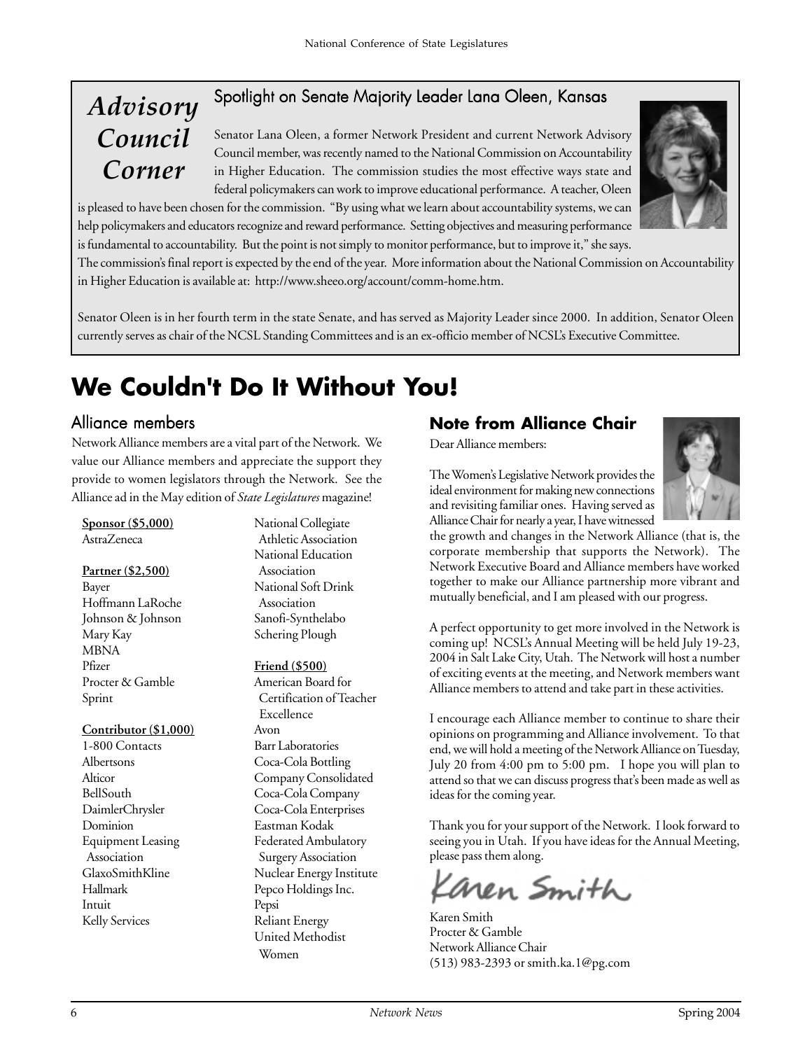## Advisory Council Corner

### Spotlight on Senate Majority Leader Lana Oleen, Kansas

Senator Lana Oleen, a former Network President and current Network Advisory Council member, was recently named to the National Commission on Accountability in Higher Education. The commission studies the most effective ways state and federal policymakers can work to improve educational performance. A teacher, Oleen is pleased to have been chosen for the commission. "By using what we learn about accountability systems, we can help policymakers and educators recognize and reward performance. Setting objectives and measuring performance is fundamental to accountability. But the point is not simply to monitor performance, but to improve it," she says. The commission's final report is expected by the end of the year. More information about the National Commission on Accountability in Higher Education is available at: http://www.sheeo.org/account/comm-home.htm.

Senator Oleen is in her fourth term in the state Senate, and has served as Majority Leader since 2000. In addition, Senator Oleen currently serves as chair of the NCSL Standing Committees and is an ex-officio member of NCSL's Executive Committee.

# We Couldn't Do It Without You!

## Alliance members

Network Alliance members are a vital part of the Network. We value our Alliance members and appreciate the support they provide to women legislators through the Network. See the Alliance ad in the May edition of *State Legislatures* magazine!

**Sponsor ($5,000)**
AstraZeneca

**Partner ($2,500)**
Bayer
Hoffmann LaRoche
Johnson & Johnson
Mary Kay
MBNA
Pfizer
Procter & Gamble
Sprint

**Contributor ($1,000)**
1-800 Contacts
Albertsons
Alticor
BellSouth
DaimlerChrysler
Dominion
Equipment Leasing Association
GlaxoSmithKline
Hallmark
Intuit
Kelly Services
National Collegiate Athletic Association
National Education Association
National Soft Drink Association
Sanofi-Synthelabo
Schering Plough

**Friend ($500)**
American Board for Certification of Teacher Excellence
Avon
Barr Laboratories
Coca-Cola Bottling Company Consolidated
Coca-Cola Company
Coca-Cola Enterprises
Eastman Kodak
Federated Ambulatory Surgery Association
Nuclear Energy Institute
Pepco Holdings Inc.
Pepsi
Reliant Energy
United Methodist Women

## Note from Alliance Chair

Dear Alliance members:

The Women's Legislative Network provides the ideal environment for making new connections and revisiting familiar ones. Having served as Alliance Chair for nearly a year, I have witnessed the growth and changes in the Network Alliance (that is, the corporate membership that supports the Network). The Network Executive Board and Alliance members have worked together to make our Alliance partnership more vibrant and mutually beneficial, and I am pleased with our progress.

A perfect opportunity to get more involved in the Network is coming up! NCSL's Annual Meeting will be held July 19-23, 2004 in Salt Lake City, Utah. The Network will host a number of exciting events at the meeting, and Network members want Alliance members to attend and take part in these activities.

I encourage each Alliance member to continue to share their opinions on programming and Alliance involvement. To that end, we will hold a meeting of the Network Alliance on Tuesday, July 20 from 4:00 pm to 5:00 pm. I hope you will plan to attend so that we can discuss progress that's been made as well as ideas for the coming year.

Thank you for your support of the Network. I look forward to seeing you in Utah. If you have ideas for the Annual Meeting, please pass them along.

*Karen Smith*

Karen Smith
Procter & Gamble
Network Alliance Chair
(513) 983-2393 or smith.ka.1@pg.com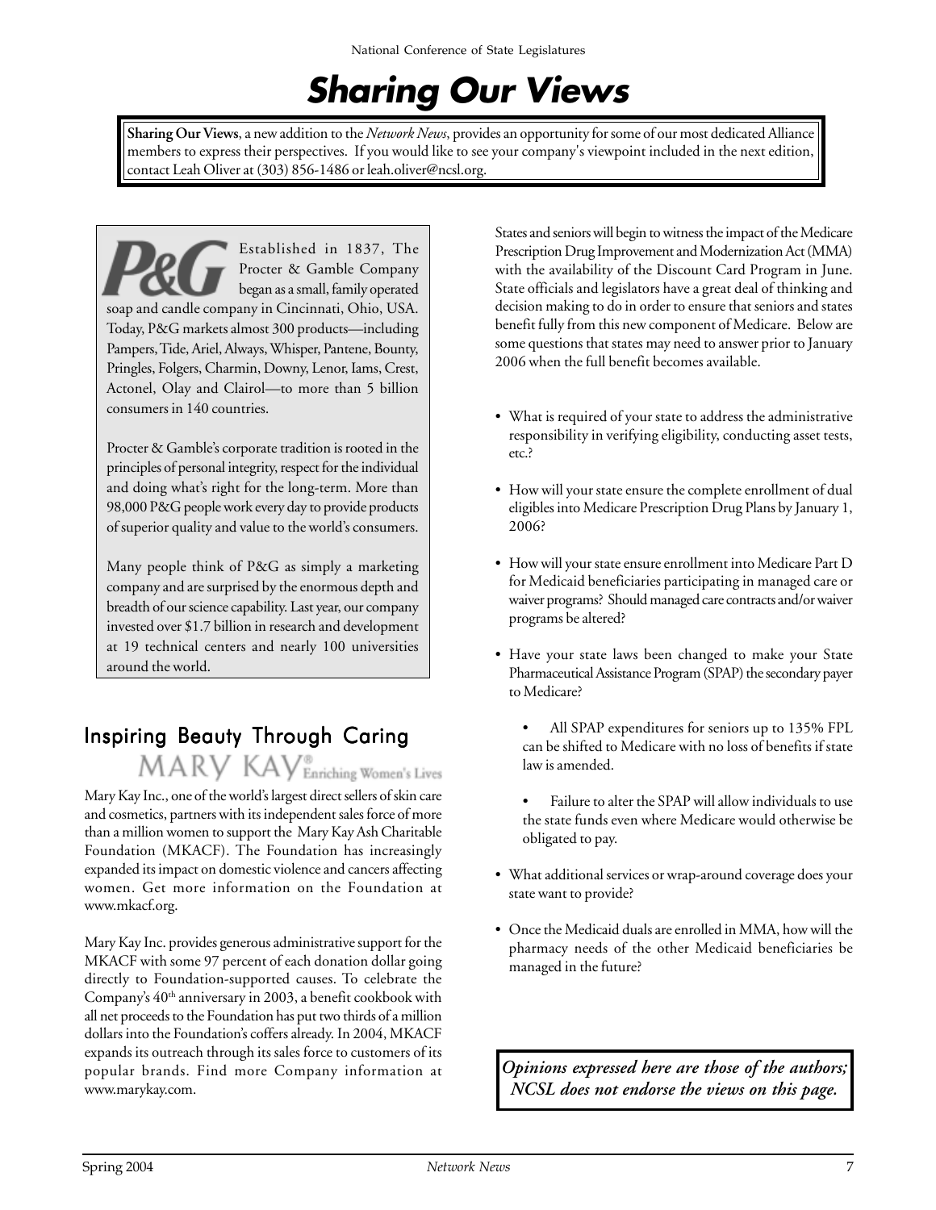# Sharing Our Views

**Sharing Our Views**, a new addition to the *Network News*, provides an opportunity for some of our most dedicated Alliance members to express their perspectives. If you would like to see your company's viewpoint included in the next edition, contact Leah Oliver at (303) 856-1486 or leah.oliver@ncsl.org.

P&G

Established in 1837, The Procter & Gamble Company began as a small, family operated soap and candle company in Cincinnati, Ohio, USA. Today, P&G markets almost 300 products—including Pampers, Tide, Ariel, Always, Whisper, Pantene, Bounty, Pringles, Folgers, Charmin, Downy, Lenor, Iams, Crest, Actonel, Olay and Clairol—to more than 5 billion consumers in 140 countries.

Procter & Gamble's corporate tradition is rooted in the principles of personal integrity, respect for the individual and doing what's right for the long-term. More than 98,000 P&G people work every day to provide products of superior quality and value to the world's consumers.

Many people think of P&G as simply a marketing company and are surprised by the enormous depth and breadth of our science capability. Last year, our company invested over $1.7 billion in research and development at 19 technical centers and nearly 100 universities around the world.

## Inspiring Beauty Through Caring

MARY KAY® Enriching Women's Lives

Mary Kay Inc., one of the world's largest direct sellers of skin care and cosmetics, partners with its independent sales force of more than a million women to support the Mary Kay Ash Charitable Foundation (MKACF). The Foundation has increasingly expanded its impact on domestic violence and cancers affecting women. Get more information on the Foundation at www.mkacf.org.

Mary Kay Inc. provides generous administrative support for the MKACF with some 97 percent of each donation dollar going directly to Foundation-supported causes. To celebrate the Company's 40th anniversary in 2003, a benefit cookbook with all net proceeds to the Foundation has put two thirds of a million dollars into the Foundation's coffers already. In 2004, MKACF expands its outreach through its sales force to customers of its popular brands. Find more Company information at www.marykay.com.

States and seniors will begin to witness the impact of the Medicare Prescription Drug Improvement and Modernization Act (MMA) with the availability of the Discount Card Program in June. State officials and legislators have a great deal of thinking and decision making to do in order to ensure that seniors and states benefit fully from this new component of Medicare. Below are some questions that states may need to answer prior to January 2006 when the full benefit becomes available.

- What is required of your state to address the administrative responsibility in verifying eligibility, conducting asset tests, etc.?
- How will your state ensure the complete enrollment of dual eligibles into Medicare Prescription Drug Plans by January 1, 2006?
- How will your state ensure enrollment into Medicare Part D for Medicaid beneficiaries participating in managed care or waiver programs? Should managed care contracts and/or waiver programs be altered?
- Have your state laws been changed to make your State Pharmaceutical Assistance Program (SPAP) the secondary payer to Medicare?
    - All SPAP expenditures for seniors up to 135% FPL can be shifted to Medicare with no loss of benefits if state law is amended.
    - Failure to alter the SPAP will allow individuals to use the state funds even where Medicare would otherwise be obligated to pay.
- What additional services or wrap-around coverage does your state want to provide?
- Once the Medicaid duals are enrolled in MMA, how will the pharmacy needs of the other Medicaid beneficiaries be managed in the future?

***Opinions expressed here are those of the authors; NCSL does not endorse the views on this page.***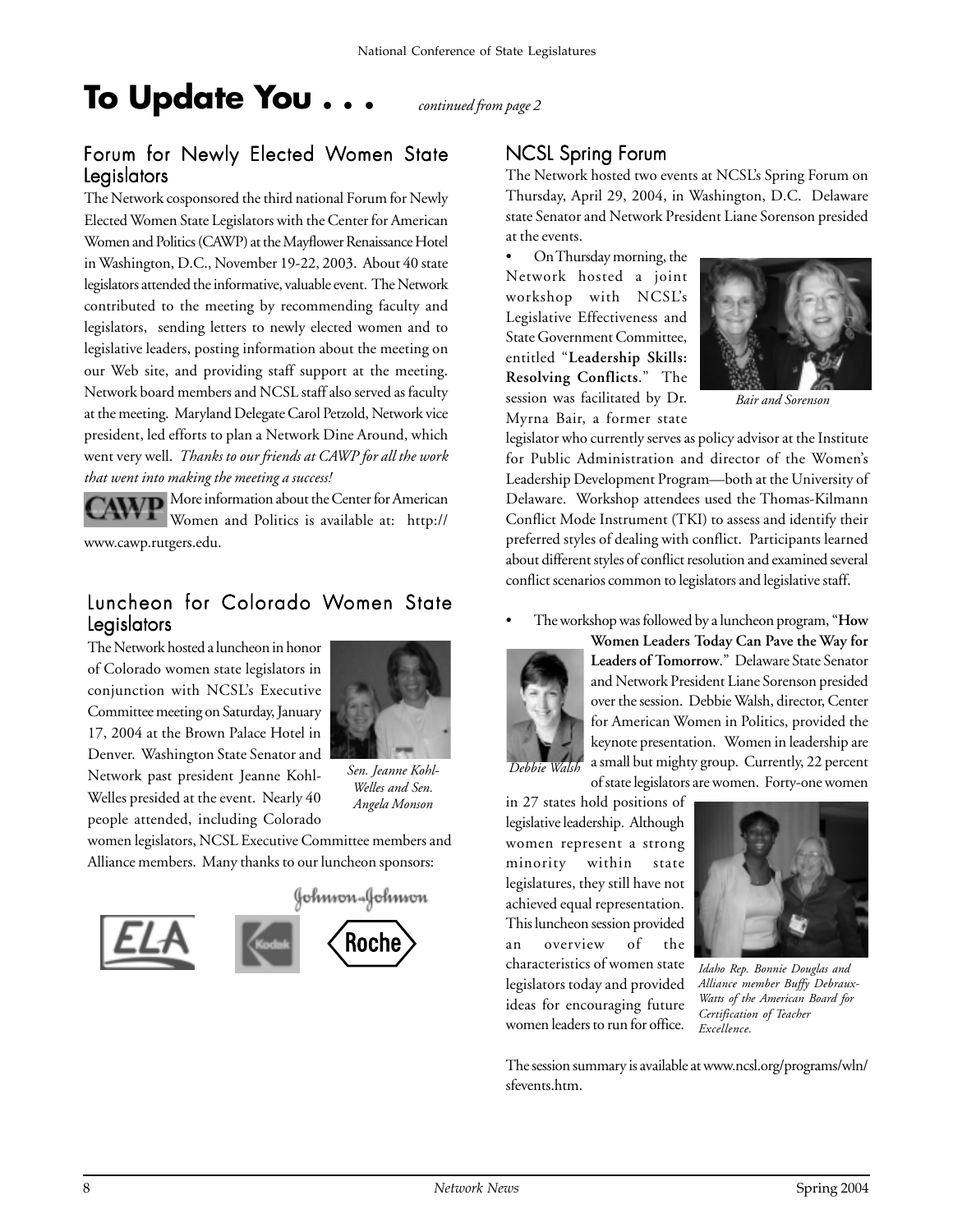# To Update You . . . *continued from page 2*

## Forum for Newly Elected Women State Legislators

The Network cosponsored the third national Forum for Newly Elected Women State Legislators with the Center for American Women and Politics (CAWP) at the Mayflower Renaissance Hotel in Washington, D.C., November 19-22, 2003. About 40 state legislators attended the informative, valuable event. The Network contributed to the meeting by recommending faculty and legislators, sending letters to newly elected women and to legislative leaders, posting information about the meeting on our Web site, and providing staff support at the meeting. Network board members and NCSL staff also served as faculty at the meeting. Maryland Delegate Carol Petzold, Network vice president, led efforts to plan a Network Dine Around, which went very well. *Thanks to our friends at CAWP for all the work that went into making the meeting a success!*

More information about the Center for American Women and Politics is available at: http://www.cawp.rutgers.edu.

## Luncheon for Colorado Women State Legislators

The Network hosted a luncheon in honor of Colorado women state legislators in conjunction with NCSL's Executive Committee meeting on Saturday, January 17, 2004 at the Brown Palace Hotel in Denver. Washington State Senator and Network past president Jeanne Kohl-Welles presided at the event. Nearly 40 people attended, including Colorado women legislators, NCSL Executive Committee members and Alliance members. Many thanks to our luncheon sponsors:

*Sen. Jeanne Kohl-Welles and Sen. Angela Monson*

## NCSL Spring Forum

The Network hosted two events at NCSL's Spring Forum on Thursday, April 29, 2004, in Washington, D.C. Delaware state Senator and Network President Liane Sorenson presided at the events.

- On Thursday morning, the Network hosted a joint workshop with NCSL's Legislative Effectiveness and State Government Committee, entitled "**Leadership Skills: Resolving Conflicts**." The session was facilitated by Dr. Myrna Bair, a former state legislator who currently serves as policy advisor at the Institute for Public Administration and director of the Women's Leadership Development Program—both at the University of Delaware. Workshop attendees used the Thomas-Kilmann Conflict Mode Instrument (TKI) to assess and identify their preferred styles of dealing with conflict. Participants learned about different styles of conflict resolution and examined several conflict scenarios common to legislators and legislative staff.

*Bair and Sorenson*

- The workshop was followed by a luncheon program, "**How Women Leaders Today Can Pave the Way for Leaders of Tomorrow**." Delaware State Senator and Network President Liane Sorenson presided over the session. Debbie Walsh, director, Center for American Women in Politics, provided the keynote presentation. Women in leadership are a small but mighty group. Currently, 22 percent of state legislators are women. Forty-one women in 27 states hold positions of legislative leadership. Although women represent a strong minority within state legislatures, they still have not achieved equal representation. This luncheon session provided an overview of the characteristics of women state legislators today and provided ideas for encouraging future women leaders to run for office.

*Debbie Walsh*

*Idaho Rep. Bonnie Douglas and Alliance member Buffy Debraux-Watts of the American Board for Certification of Teacher Excellence.*

The session summary is available at www.ncsl.org/programs/wln/sfevents.htm.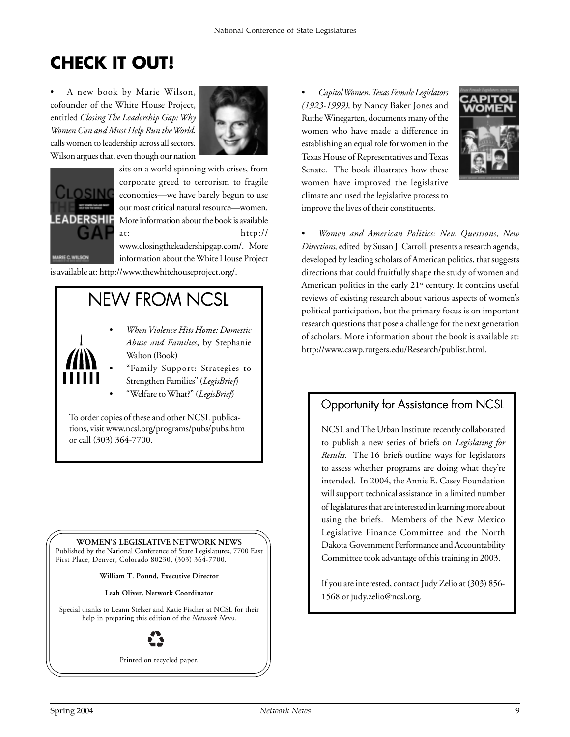# CHECK IT OUT!

- A new book by Marie Wilson, cofounder of the White House Project, entitled *Closing The Leadership Gap: Why Women Can and Must Help Run the World*, calls women to leadership across all sectors. Wilson argues that, even though our nation sits on a world spinning with crises, from corporate greed to terrorism to fragile economies—we have barely begun to use our most critical natural resource—women. More information about the book is available at: http://www.closingtheleadershipgap.com/. More information about the White House Project is available at: http://www.thewhitehouseproject.org/.

## NEW FROM NCSL

- *When Violence Hits Home: Domestic Abuse and Families*, by Stephanie Walton (Book)
- "Family Support: Strategies to Strengthen Families" (*LegisBrief*)
- "Welfare to What?" (*LegisBrief*)

To order copies of these and other NCSL publications, visit www.ncsl.org/programs/pubs/pubs.htm or call (303) 364-7700.

**WOMEN'S LEGISLATIVE NETWORK NEWS**
Published by the National Conference of State Legislatures, 7700 East First Place, Denver, Colorado 80230, (303) 364-7700.

**William T. Pound, Executive Director**

**Leah Oliver, Network Coordinator**

Special thanks to Leann Stelzer and Katie Fischer at NCSL for their help in preparing this edition of the *Network News*.

Printed on recycled paper.

- *Capitol Women: Texas Female Legislators (1923-1999),* by Nancy Baker Jones and Ruthe Winegarten, documents many of the women who have made a difference in establishing an equal role for women in the Texas House of Representatives and Texas Senate. The book illustrates how these women have improved the legislative climate and used the legislative process to improve the lives of their constituents.

- *Women and American Politics: New Questions, New Directions,* edited by Susan J. Carroll, presents a research agenda, developed by leading scholars of American politics, that suggests directions that could fruitfully shape the study of women and American politics in the early 21st century. It contains useful reviews of existing research about various aspects of women's political participation, but the primary focus is on important research questions that pose a challenge for the next generation of scholars. More information about the book is available at: http://www.cawp.rutgers.edu/Research/publist.html.

## Opportunity for Assistance from NCSL

NCSL and The Urban Institute recently collaborated to publish a new series of briefs on *Legislating for Results.* The 16 briefs outline ways for legislators to assess whether programs are doing what they're intended. In 2004, the Annie E. Casey Foundation will support technical assistance in a limited number of legislatures that are interested in learning more about using the briefs. Members of the New Mexico Legislative Finance Committee and the North Dakota Government Performance and Accountability Committee took advantage of this training in 2003.

If you are interested, contact Judy Zelio at (303) 856-1568 or judy.zelio@ncsl.org.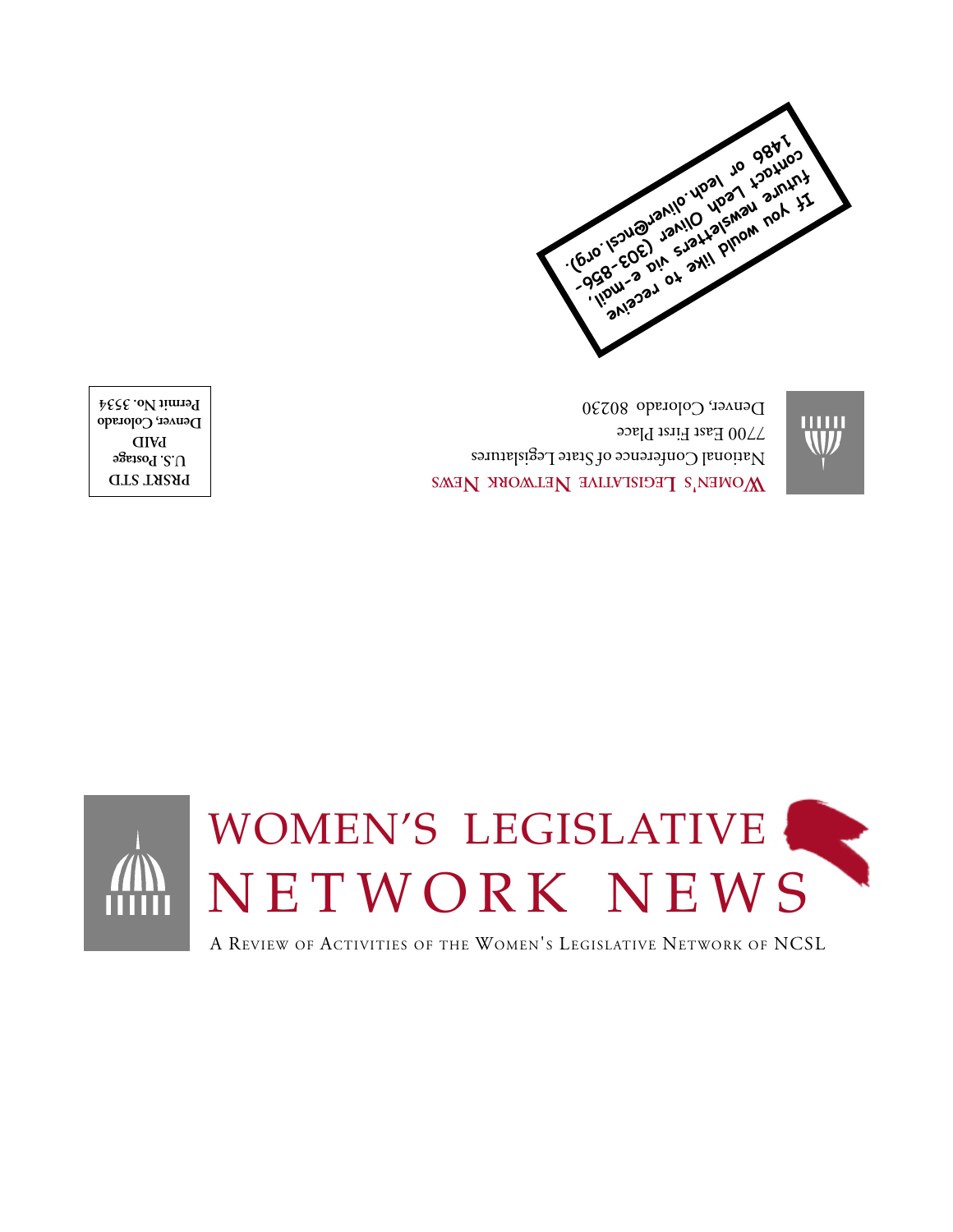If you would like to receive future newsletters via e-mail, contact Leah Oliver (303-856-1486 or leah.oliver@ncsl.org).

WOMEN'S LEGISLATIVE NETWORK NEWS
National Conference of State Legislatures
7700 East First Place
Denver, Colorado 80230

PRSRT STD
U.S. Postage
PAID
Denver, Colorado
Permit No. 3534

# WOMEN'S LEGISLATIVE NETWORK NEWS

A REVIEW OF ACTIVITIES OF THE WOMEN'S LEGISLATIVE NETWORK OF NCSL